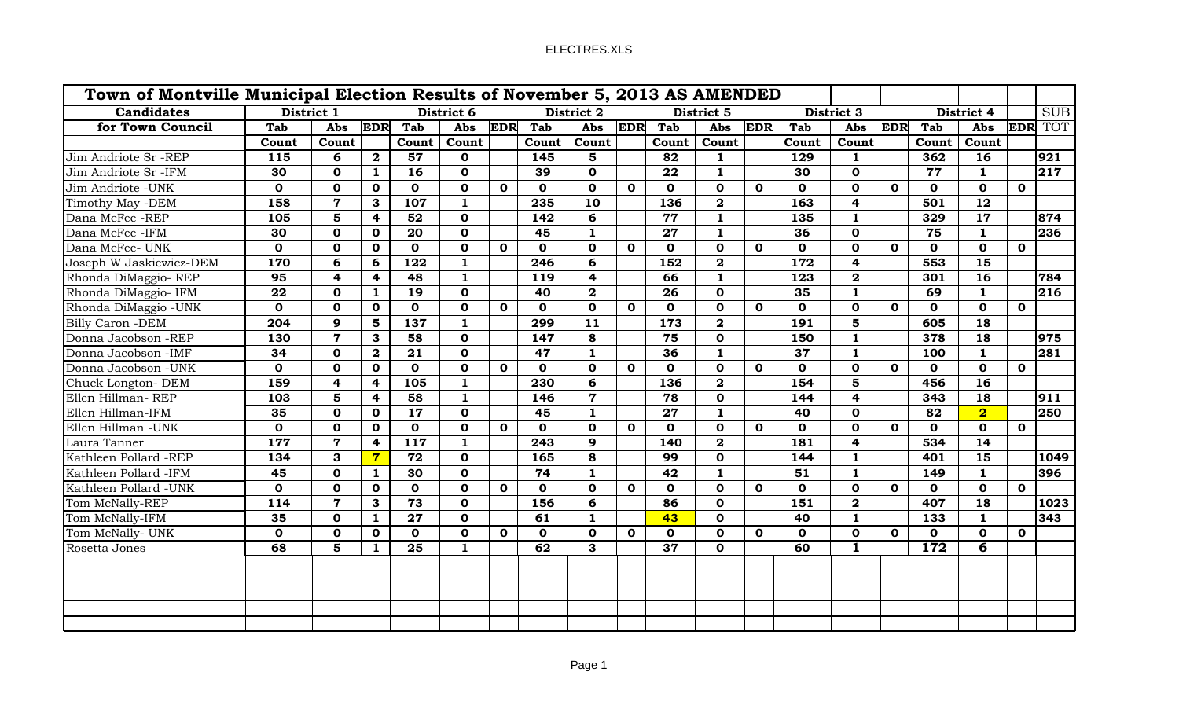ELECTRES.XLS

| Town of Montville Municipal Election Results of November 5, 2013 AS AMENDED | | | | | | | | | | | | | | | | | | | |
|---|---|---|---|---|---|---|---|---|---|---|---|---|---|---|---|---|---|---|---|
| **Candidates** | **District 1** | | | **District 6** | | | **District 2** | | | **District 5** | | | **District 3** | | | **District 4** | | | SUB |
| **for Town Council** | **Tab** | **Abs** | **EDR** | **Tab** | **Abs** | **EDR** | **Tab** | **Abs** | **EDR** | **Tab** | **Abs** | **EDR** | **Tab** | **Abs** | **EDR** | **Tab** | **Abs** | **EDR** | TOT |
| | **Count** | **Count** | | **Count** | **Count** | | **Count** | **Count** | | **Count** | **Count** | | **Count** | **Count** | | **Count** | **Count** | | |
| Jim Andriote Sr -REP | 115 | 6 | 2 | 57 | 0 | | 145 | 5 | | 82 | 1 | | 129 | 1 | | 362 | 16 | | 921 |
| Jim Andriote Sr -IFM | 30 | 0 | 1 | 16 | 0 | | 39 | 0 | | 22 | 1 | | 30 | 0 | | 77 | 1 | | 217 |
| Jim Andriote -UNK | 0 | 0 | 0 | 0 | 0 | 0 | 0 | 0 | 0 | 0 | 0 | 0 | 0 | 0 | 0 | 0 | 0 | 0 | |
| Timothy May -DEM | 158 | 7 | 3 | 107 | 1 | | 235 | 10 | | 136 | 2 | | 163 | 4 | | 501 | 12 | | |
| Dana McFee -REP | 105 | 5 | 4 | 52 | 0 | | 142 | 6 | | 77 | 1 | | 135 | 1 | | 329 | 17 | | 874 |
| Dana McFee -IFM | 30 | 0 | 0 | 20 | 0 | | 45 | 1 | | 27 | 1 | | 36 | 0 | | 75 | 1 | | 236 |
| Dana McFee- UNK | 0 | 0 | 0 | 0 | 0 | 0 | 0 | 0 | 0 | 0 | 0 | 0 | 0 | 0 | 0 | 0 | 0 | 0 | |
| Joseph W Jaskiewicz-DEM | 170 | 6 | 6 | 122 | 1 | | 246 | 6 | | 152 | 2 | | 172 | 4 | | 553 | 15 | | |
| Rhonda DiMaggio- REP | 95 | 4 | 4 | 48 | 1 | | 119 | 4 | | 66 | 1 | | 123 | 2 | | 301 | 16 | | 784 |
| Rhonda DiMaggio- IFM | 22 | 0 | 1 | 19 | 0 | | 40 | 2 | | 26 | 0 | | 35 | 1 | | 69 | 1 | | 216 |
| Rhonda DiMaggio -UNK | 0 | 0 | 0 | 0 | 0 | 0 | 0 | 0 | 0 | 0 | 0 | 0 | 0 | 0 | 0 | 0 | 0 | 0 | |
| Billy Caron -DEM | 204 | 9 | 5 | 137 | 1 | | 299 | 11 | | 173 | 2 | | 191 | 5 | | 605 | 18 | | |
| Donna Jacobson -REP | 130 | 7 | 3 | 58 | 0 | | 147 | 8 | | 75 | 0 | | 150 | 1 | | 378 | 18 | | 975 |
| Donna Jacobson -IMF | 34 | 0 | 2 | 21 | 0 | | 47 | 1 | | 36 | 1 | | 37 | 1 | | 100 | 1 | | 281 |
| Donna Jacobson -UNK | 0 | 0 | 0 | 0 | 0 | 0 | 0 | 0 | 0 | 0 | 0 | 0 | 0 | 0 | 0 | 0 | 0 | 0 | |
| Chuck Longton- DEM | 159 | 4 | 4 | 105 | 1 | | 230 | 6 | | 136 | 2 | | 154 | 5 | | 456 | 16 | | |
| Ellen Hillman- REP | 103 | 5 | 4 | 58 | 1 | | 146 | 7 | | 78 | 0 | | 144 | 4 | | 343 | 18 | | 911 |
| Ellen Hillman-IFM | 35 | 0 | 0 | 17 | 0 | | 45 | 1 | | 27 | 1 | | 40 | 0 | | 82 | 2 | | 250 |
| Ellen Hillman -UNK | 0 | 0 | 0 | 0 | 0 | 0 | 0 | 0 | 0 | 0 | 0 | 0 | 0 | 0 | 0 | 0 | 0 | 0 | |
| Laura Tanner | 177 | 7 | 4 | 117 | 1 | | 243 | 9 | | 140 | 2 | | 181 | 4 | | 534 | 14 | | |
| Kathleen Pollard -REP | 134 | 3 | 7 | 72 | 0 | | 165 | 8 | | 99 | 0 | | 144 | 1 | | 401 | 15 | | 1049 |
| Kathleen Pollard -IFM | 45 | 0 | 1 | 30 | 0 | | 74 | 1 | | 42 | 1 | | 51 | 1 | | 149 | 1 | | 396 |
| Kathleen Pollard -UNK | 0 | 0 | 0 | 0 | 0 | 0 | 0 | 0 | 0 | 0 | 0 | 0 | 0 | 0 | 0 | 0 | 0 | 0 | |
| Tom McNally-REP | 114 | 7 | 3 | 73 | 0 | | 156 | 6 | | 86 | 0 | | 151 | 2 | | 407 | 18 | | 1023 |
| Tom McNally-IFM | 35 | 0 | 1 | 27 | 0 | | 61 | 1 | | 43 | 0 | | 40 | 1 | | 133 | 1 | | 343 |
| Tom McNally- UNK | 0 | 0 | 0 | 0 | 0 | 0 | 0 | 0 | 0 | 0 | 0 | 0 | 0 | 0 | 0 | 0 | 0 | 0 | |
| Rosetta Jones | 68 | 5 | 1 | 25 | 1 | | 62 | 3 | | 37 | 0 | | 60 | 1 | | 172 | 6 | | |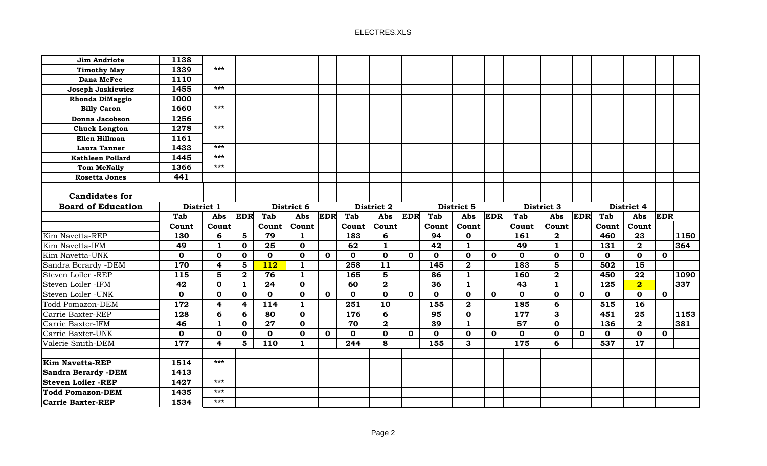| | | | | | | | | | | | | | | | | | | | |
|---|---|---|---|---|---|---|---|---|---|---|---|---|---|---|---|---|---|---|---|
| **Jim Andriote** | **1138** | | | | | | | | | | | | | | | | | | |
| **Timothy May** | **1339** | *** | | | | | | | | | | | | | | | | | |
| **Dana McFee** | **1110** | | | | | | | | | | | | | | | | | | |
| **Joseph Jaskiewicz** | **1455** | *** | | | | | | | | | | | | | | | | | |
| **Rhonda DiMaggio** | **1000** | | | | | | | | | | | | | | | | | | |
| **Billy Caron** | **1660** | *** | | | | | | | | | | | | | | | | | |
| **Donna Jacobson** | **1256** | | | | | | | | | | | | | | | | | | |
| **Chuck Longton** | **1278** | *** | | | | | | | | | | | | | | | | | |
| **Ellen Hillman** | **1161** | | | | | | | | | | | | | | | | | | |
| **Laura Tanner** | **1433** | *** | | | | | | | | | | | | | | | | | |
| **Kathleen Pollard** | **1445** | *** | | | | | | | | | | | | | | | | | |
| **Tom McNally** | **1366** | *** | | | | | | | | | | | | | | | | | |
| **Rosetta Jones** | **441** | | | | | | | | | | | | | | | | | | |
| | | | | | | | | | | | | | | | | | | | |
| **Candidates for** | | | | | | | | | | | | | | | | | | | |
| **Board of Education** | **District 1** | | | | **District 6** | | | **District 2** | | | **District 5** | | | **District 3** | | | **District 4** | | |
| | **Tab** | **Abs** | **EDR** | **Tab** | **Abs** | **EDR** | **Tab** | **Abs** | **EDR** | **Tab** | **Abs** | **EDR** | **Tab** | **Abs** | **EDR** | **Tab** | **Abs** | **EDR** | |
| | **Count** | **Count** | | **Count** | **Count** | | **Count** | **Count** | | **Count** | **Count** | | **Count** | **Count** | | **Count** | **Count** | | |
| Kim Navetta-REP | **130** | **6** | **5** | **79** | **1** | | **183** | **6** | | **94** | **0** | | **161** | **2** | | **460** | **23** | | **1150** |
| Kim Navetta-IFM | **49** | **1** | **0** | **25** | **0** | | **62** | **1** | | **42** | **1** | | **49** | **1** | | **131** | **2** | | **364** |
| Kim Navetta-UNK | **0** | **0** | **0** | **0** | **0** | **0** | **0** | **0** | **0** | **0** | **0** | **0** | **0** | **0** | **0** | **0** | **0** | **0** | |
| Sandra Berardy -DEM | **170** | **4** | **5** | **112** | **1** | | **258** | **11** | | **145** | **2** | | **183** | **5** | | **502** | **15** | | |
| Steven Loiler -REP | **115** | **5** | **2** | **76** | **1** | | **165** | **5** | | **86** | **1** | | **160** | **2** | | **450** | **22** | | **1090** |
| Steven Loiler -IFM | **42** | **0** | **1** | **24** | **0** | | **60** | **2** | | **36** | **1** | | **43** | **1** | | **125** | **2** | | **337** |
| Steven Loiler -UNK | **0** | **0** | **0** | **0** | **0** | **0** | **0** | **0** | **0** | **0** | **0** | **0** | **0** | **0** | **0** | **0** | **0** | **0** | |
| Todd Pomazon-DEM | **172** | **4** | **4** | **114** | **1** | | **251** | **10** | | **155** | **2** | | **185** | **6** | | **515** | **16** | | |
| Carrie Baxter-REP | **128** | **6** | **6** | **80** | **0** | | **176** | **6** | | **95** | **0** | | **177** | **3** | | **451** | **25** | | **1153** |
| Carrie Baxter-IFM | **46** | **1** | **0** | **27** | **0** | | **70** | **2** | | **39** | **1** | | **57** | **0** | | **136** | **2** | | **381** |
| Carrie Baxter-UNK | **0** | **0** | **0** | **0** | **0** | **0** | **0** | **0** | **0** | **0** | **0** | **0** | **0** | **0** | **0** | **0** | **0** | **0** | |
| Valerie Smith-DEM | **177** | **4** | **5** | **110** | **1** | | **244** | **8** | | **155** | **3** | | **175** | **6** | | **537** | **17** | | |
| | | | | | | | | | | | | | | | | | | | |
| **Kim Navetta-REP** | **1514** | *** | | | | | | | | | | | | | | | | | |
| **Sandra Berardy -DEM** | **1413** | | | | | | | | | | | | | | | | | | |
| **Steven Loiler -REP** | **1427** | *** | | | | | | | | | | | | | | | | | |
| **Todd Pomazon-DEM** | **1435** | *** | | | | | | | | | | | | | | | | | |
| **Carrie Baxter-REP** | **1534** | *** | | | | | | | | | | | | | | | | | |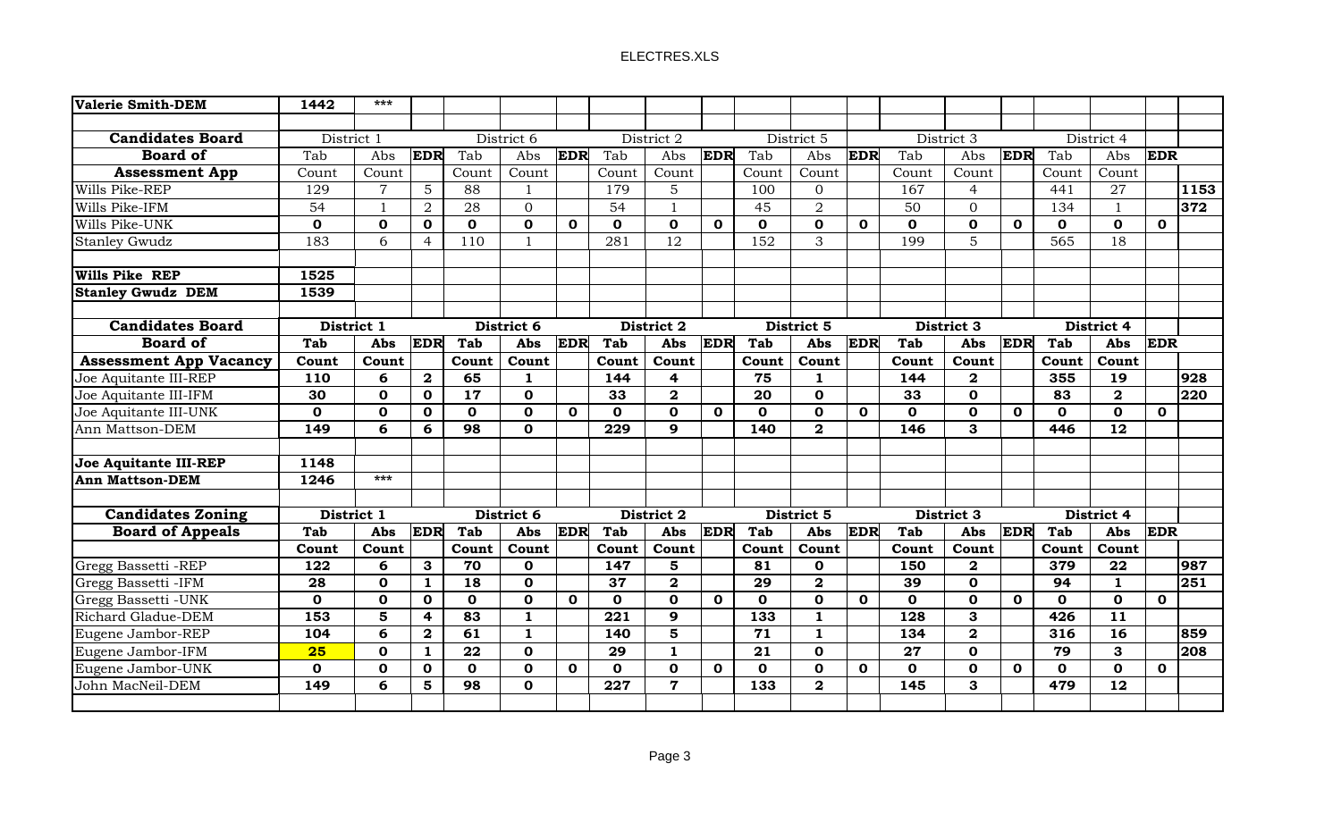| Valerie Smith-DEM | 1442 | *** | | | | | | | | | | | | | | | | | |
|---|---|---|---|---|---|---|---|---|---|---|---|---|---|---|---|---|---|---|---|
| | | | | | | | | | | | | | | | | | | | |
| **Candidates Board** | District 1 | | | District 6 | | | District 2 | | | District 5 | | | District 3 | | | District 4 | | | |
| **Board of** | Tab | Abs | **EDR** | Tab | Abs | **EDR** | Tab | Abs | **EDR** | Tab | Abs | **EDR** | Tab | Abs | **EDR** | Tab | Abs | **EDR** | |
| **Assessment App** | Count | Count | | Count | Count | | Count | Count | | Count | Count | | Count | Count | | Count | Count | | |
| Wills Pike-REP | 129 | 7 | 5 | 88 | 1 | | 179 | 5 | | 100 | 0 | | 167 | 4 | | 441 | 27 | | **1153** |
| Wills Pike-IFM | 54 | 1 | 2 | 28 | 0 | | 54 | 1 | | 45 | 2 | | 50 | 0 | | 134 | 1 | | **372** |
| Wills Pike-UNK | **0** | **0** | **0** | **0** | **0** | **0** | **0** | **0** | **0** | **0** | **0** | **0** | **0** | **0** | **0** | **0** | **0** | **0** | |
| Stanley Gwudz | 183 | 6 | 4 | 110 | 1 | | 281 | 12 | | 152 | 3 | | 199 | 5 | | 565 | 18 | | |
| | | | | | | | | | | | | | | | | | | | |
| **Wills Pike REP** | **1525** | | | | | | | | | | | | | | | | | | |
| **Stanley Gwudz DEM** | **1539** | | | | | | | | | | | | | | | | | | |
| | | | | | | | | | | | | | | | | | | | |
| **Candidates Board** | **District 1** | | | **District 6** | | | **District 2** | | | **District 5** | | | **District 3** | | | **District 4** | | | |
| **Board of** | **Tab** | **Abs** | **EDR** | **Tab** | **Abs** | **EDR** | **Tab** | **Abs** | **EDR** | **Tab** | **Abs** | **EDR** | **Tab** | **Abs** | **EDR** | **Tab** | **Abs** | **EDR** | |
| **Assessment App Vacancy** | **Count** | **Count** | | **Count** | **Count** | | **Count** | **Count** | | **Count** | **Count** | | **Count** | **Count** | | **Count** | **Count** | | |
| Joe Aquitante III-REP | **110** | **6** | **2** | **65** | **1** | | **144** | **4** | | **75** | **1** | | **144** | **2** | | **355** | **19** | | **928** |
| Joe Aquitante III-IFM | **30** | **0** | **0** | **17** | **0** | | **33** | **2** | | **20** | **0** | | **33** | **0** | | **83** | **2** | | **220** |
| Joe Aquitante III-UNK | **0** | **0** | **0** | **0** | **0** | **0** | **0** | **0** | **0** | **0** | **0** | **0** | **0** | **0** | **0** | **0** | **0** | **0** | |
| Ann Mattson-DEM | **149** | **6** | **6** | **98** | **0** | | **229** | **9** | | **140** | **2** | | **146** | **3** | | **446** | **12** | | |
| | | | | | | | | | | | | | | | | | | | |
| **Joe Aquitante III-REP** | **1148** | | | | | | | | | | | | | | | | | | |
| **Ann Mattson-DEM** | **1246** | *** | | | | | | | | | | | | | | | | | |
| | | | | | | | | | | | | | | | | | | | |
| **Candidates Zoning** | **District 1** | | | **District 6** | | | **District 2** | | | **District 5** | | | **District 3** | | | **District 4** | | | |
| **Board of Appeals** | **Tab** | **Abs** | **EDR** | **Tab** | **Abs** | **EDR** | **Tab** | **Abs** | **EDR** | **Tab** | **Abs** | **EDR** | **Tab** | **Abs** | **EDR** | **Tab** | **Abs** | **EDR** | |
| | **Count** | **Count** | | **Count** | **Count** | | **Count** | **Count** | | **Count** | **Count** | | **Count** | **Count** | | **Count** | **Count** | | |
| Gregg Bassetti -REP | **122** | **6** | **3** | **70** | **0** | | **147** | **5** | | **81** | **0** | | **150** | **2** | | **379** | **22** | | **987** |
| Gregg Bassetti -IFM | **28** | **0** | **1** | **18** | **0** | | **37** | **2** | | **29** | **2** | | **39** | **0** | | **94** | **1** | | **251** |
| Gregg Bassetti -UNK | **0** | **0** | **0** | **0** | **0** | **0** | **0** | **0** | **0** | **0** | **0** | **0** | **0** | **0** | **0** | **0** | **0** | **0** | |
| Richard Gladue-DEM | **153** | **5** | **4** | **83** | **1** | | **221** | **9** | | **133** | **1** | | **128** | **3** | | **426** | **11** | | |
| Eugene Jambor-REP | **104** | **6** | **2** | **61** | **1** | | **140** | **5** | | **71** | **1** | | **134** | **2** | | **316** | **16** | | **859** |
| Eugene Jambor-IFM | **25** | **0** | **1** | **22** | **0** | | **29** | **1** | | **21** | **0** | | **27** | **0** | | **79** | **3** | | **208** |
| Eugene Jambor-UNK | **0** | **0** | **0** | **0** | **0** | **0** | **0** | **0** | **0** | **0** | **0** | **0** | **0** | **0** | **0** | **0** | **0** | **0** | |
| John MacNeil-DEM | **149** | **6** | **5** | **98** | **0** | | **227** | **7** | | **133** | **2** | | **145** | **3** | | **479** | **12** | | |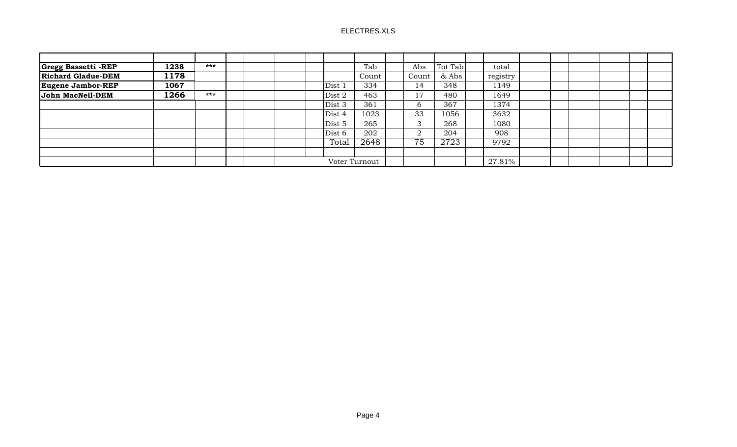| | | | | | | | | | | | | | |
|---|---|---|---|---|---|---|---|---|---|---|---|---|---|
| **Gregg Bassetti -REP** | **1238** | *** | | | | | | Tab | | Abs | Tot Tab | | total |
| **Richard Gladue-DEM** | **1178** | | | | | | | Count | | Count | & Abs | | registry |
| **Eugene Jambor-REP** | **1067** | | | | | | Dist 1 | 334 | | 14 | 348 | | 1149 |
| **John MacNeil-DEM** | **1266** | *** | | | | | Dist 2 | 463 | | 17 | 480 | | 1649 |
| | | | | | | | Dist 3 | 361 | | 6 | 367 | | 1374 |
| | | | | | | | Dist 4 | 1023 | | 33 | 1056 | | 3632 |
| | | | | | | | Dist 5 | 265 | | 3 | 268 | | 1080 |
| | | | | | | | Dist 6 | 202 | | 2 | 204 | | 908 |
| | | | | | | | Total | 2648 | | 75 | 2723 | | 9792 |
| | | | | | | | | | | | | | |
| | | | | | Voter Turnout | | | | | | | | 27.81% |